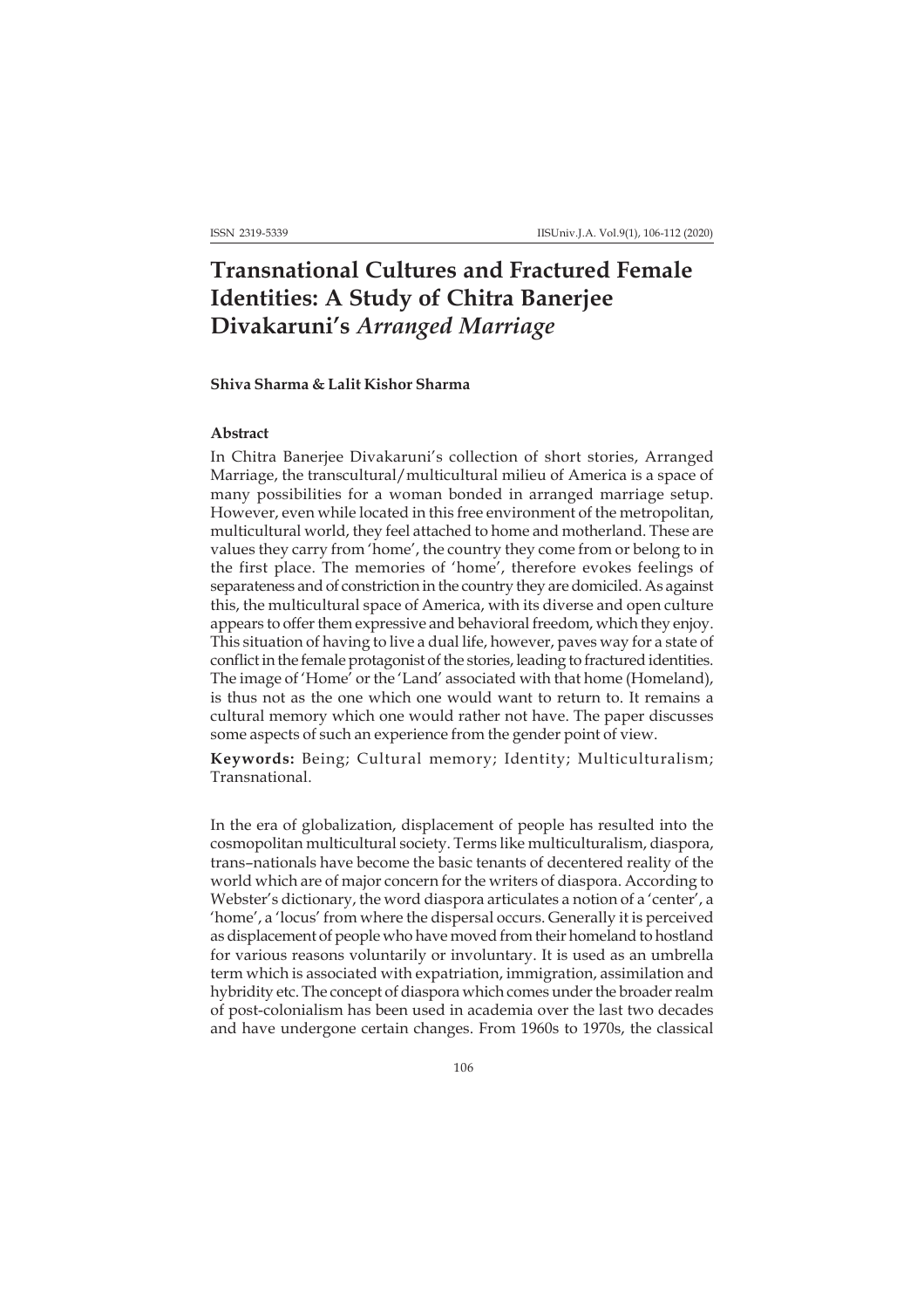# Transnational Cultures and Fractured Female Identities: A Study of Chitra Banerjee Divakaruni's *Arranged Marriage*

**Shiva Sharma & Lalit Kishor Sharma**

### Abstract

In Chitra Banerjee Divakaruni's collection of short stories, Arranged Marriage, the transcultural/multicultural milieu of America is a space of many possibilities for a woman bonded in arranged marriage setup. However, even while located in this free environment of the metropolitan, multicultural world, they feel attached to home and motherland. These are values they carry from 'home', the country they come from or belong to in the first place. The memories of 'home', therefore evokes feelings of separateness and of constriction in the country they are domiciled. As against this, the multicultural space of America, with its diverse and open culture appears to offer them expressive and behavioral freedom, which they enjoy. This situation of having to live a dual life, however, paves way for a state of conflict in the female protagonist of the stories, leading to fractured identities. The image of 'Home' or the 'Land' associated with that home (Homeland), is thus not as the one which one would want to return to. It remains a cultural memory which one would rather not have. The paper discusses some aspects of such an experience from the gender point of view.

**Keywords:** Being; Cultural memory; Identity; Multiculturalism; Transnational.

In the era of globalization, displacement of people has resulted into the cosmopolitan multicultural society. Terms like multiculturalism, diaspora, trans–nationals have become the basic tenants of decentered reality of the world which are of major concern for the writers of diaspora. According to Webster's dictionary, the word diaspora articulates a notion of a 'center', a 'home', a 'locus' from where the dispersal occurs. Generally it is perceived as displacement of people who have moved from their homeland to hostland for various reasons voluntarily or involuntary. It is used as an umbrella term which is associated with expatriation, immigration, assimilation and hybridity etc. The concept of diaspora which comes under the broader realm of post-colonialism has been used in academia over the last two decades and have undergone certain changes. From 1960s to 1970s, the classical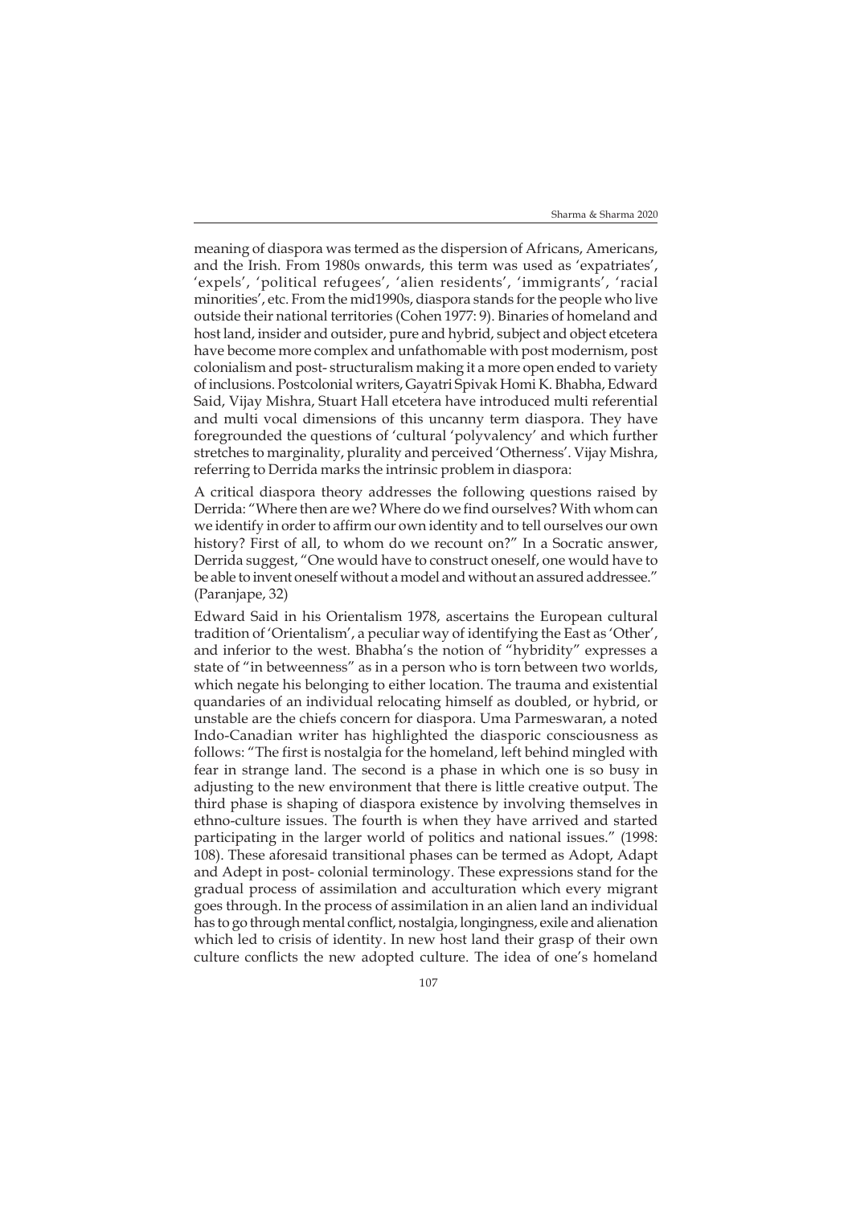meaning of diaspora was termed as the dispersion of Africans, Americans, and the Irish. From 1980s onwards, this term was used as 'expatriates', 'expels', 'political refugees', 'alien residents', 'immigrants', 'racial minorities', etc. From the mid1990s, diaspora stands for the people who live outside their national territories (Cohen 1977: 9). Binaries of homeland and host land, insider and outsider, pure and hybrid, subject and object etcetera have become more complex and unfathomable with post modernism, post colonialism and post- structuralism making it a more open ended to variety of inclusions. Postcolonial writers, Gayatri Spivak Homi K. Bhabha, Edward Said, Vijay Mishra, Stuart Hall etcetera have introduced multi referential and multi vocal dimensions of this uncanny term diaspora. They have foregrounded the questions of 'cultural 'polyvalency' and which further stretches to marginality, plurality and perceived 'Otherness'. Vijay Mishra, referring to Derrida marks the intrinsic problem in diaspora:

A critical diaspora theory addresses the following questions raised by Derrida: "Where then are we? Where do we find ourselves? With whom can we identify in order to affirm our own identity and to tell ourselves our own history? First of all, to whom do we recount on?" In a Socratic answer, Derrida suggest, "One would have to construct oneself, one would have to be able to invent oneself without a model and without an assured addressee." (Paranjape, 32)

Edward Said in his Orientalism 1978, ascertains the European cultural tradition of 'Orientalism', a peculiar way of identifying the East as 'Other', and inferior to the west. Bhabha's the notion of "hybridity" expresses a state of "in betweenness" as in a person who is torn between two worlds, which negate his belonging to either location. The trauma and existential quandaries of an individual relocating himself as doubled, or hybrid, or unstable are the chiefs concern for diaspora. Uma Parmeswaran, a noted Indo-Canadian writer has highlighted the diasporic consciousness as follows: "The first is nostalgia for the homeland, left behind mingled with fear in strange land. The second is a phase in which one is so busy in adjusting to the new environment that there is little creative output. The third phase is shaping of diaspora existence by involving themselves in ethno-culture issues. The fourth is when they have arrived and started participating in the larger world of politics and national issues." (1998: 108). These aforesaid transitional phases can be termed as Adopt, Adapt and Adept in post- colonial terminology. These expressions stand for the gradual process of assimilation and acculturation which every migrant goes through. In the process of assimilation in an alien land an individual has to go through mental conflict, nostalgia, longingness, exile and alienation which led to crisis of identity. In new host land their grasp of their own culture conflicts the new adopted culture. The idea of one's homeland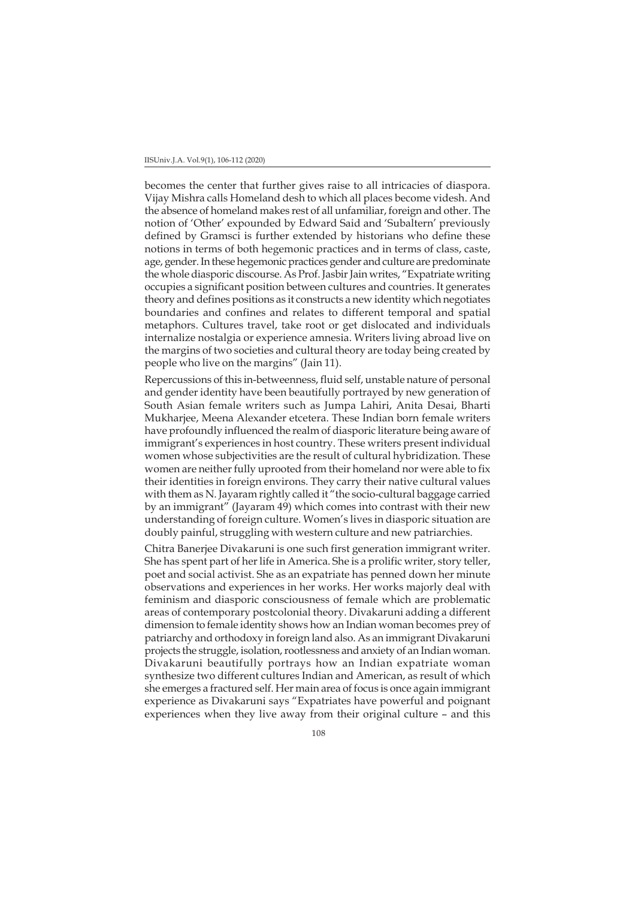becomes the center that further gives raise to all intricacies of diaspora. Vijay Mishra calls Homeland desh to which all places become videsh. And the absence of homeland makes rest of all unfamiliar, foreign and other. The notion of 'Other' expounded by Edward Said and 'Subaltern' previously defined by Gramsci is further extended by historians who define these notions in terms of both hegemonic practices and in terms of class, caste, age, gender. In these hegemonic practices gender and culture are predominate the whole diasporic discourse. As Prof. Jasbir Jain writes, "Expatriate writing occupies a significant position between cultures and countries. It generates theory and defines positions as it constructs a new identity which negotiates boundaries and confines and relates to different temporal and spatial metaphors. Cultures travel, take root or get dislocated and individuals internalize nostalgia or experience amnesia. Writers living abroad live on the margins of two societies and cultural theory are today being created by people who live on the margins" (Jain 11).

Repercussions of this in-betweenness, fluid self, unstable nature of personal and gender identity have been beautifully portrayed by new generation of South Asian female writers such as Jumpa Lahiri, Anita Desai, Bharti Mukharjee, Meena Alexander etcetera. These Indian born female writers have profoundly influenced the realm of diasporic literature being aware of immigrant's experiences in host country. These writers present individual women whose subjectivities are the result of cultural hybridization. These women are neither fully uprooted from their homeland nor were able to fix their identities in foreign environs. They carry their native cultural values with them as N. Jayaram rightly called it "the socio-cultural baggage carried by an immigrant" (Jayaram 49) which comes into contrast with their new understanding of foreign culture. Women's lives in diasporic situation are doubly painful, struggling with western culture and new patriarchies.

Chitra Banerjee Divakaruni is one such first generation immigrant writer. She has spent part of her life in America. She is a prolific writer, story teller, poet and social activist. She as an expatriate has penned down her minute observations and experiences in her works. Her works majorly deal with feminism and diasporic consciousness of female which are problematic areas of contemporary postcolonial theory. Divakaruni adding a different dimension to female identity shows how an Indian woman becomes prey of patriarchy and orthodoxy in foreign land also. As an immigrant Divakaruni projects the struggle, isolation, rootlessness and anxiety of an Indian woman. Divakaruni beautifully portrays how an Indian expatriate woman synthesize two different cultures Indian and American, as result of which she emerges a fractured self. Her main area of focus is once again immigrant experience as Divakaruni says "Expatriates have powerful and poignant experiences when they live away from their original culture – and this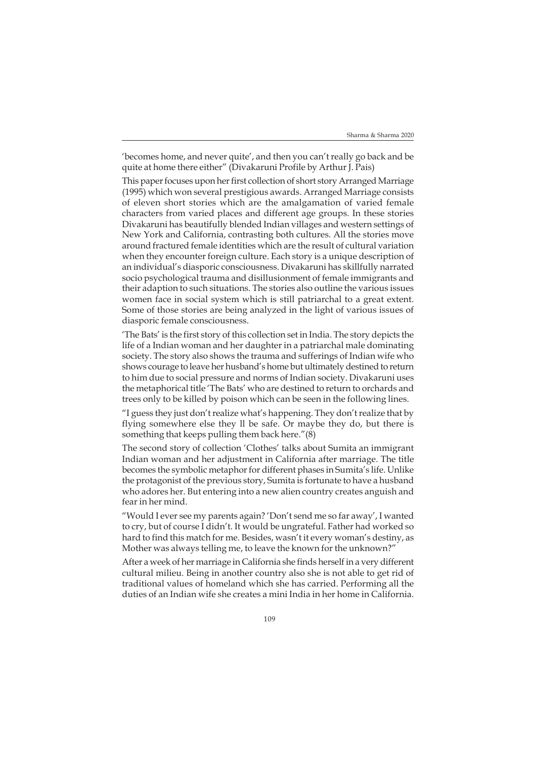'becomes home, and never quite', and then you can't really go back and be quite at home there either" (Divakaruni Profile by Arthur J. Pais)

This paper focuses upon her first collection of short story Arranged Marriage (1995) which won several prestigious awards. Arranged Marriage consists of eleven short stories which are the amalgamation of varied female characters from varied places and different age groups. In these stories Divakaruni has beautifully blended Indian villages and western settings of New York and California, contrasting both cultures. All the stories move around fractured female identities which are the result of cultural variation when they encounter foreign culture. Each story is a unique description of an individual's diasporic consciousness. Divakaruni has skillfully narrated socio psychological trauma and disillusionment of female immigrants and their adaption to such situations. The stories also outline the various issues women face in social system which is still patriarchal to a great extent. Some of those stories are being analyzed in the light of various issues of diasporic female consciousness.

'The Bats' is the first story of this collection set in India. The story depicts the life of a Indian woman and her daughter in a patriarchal male dominating society. The story also shows the trauma and sufferings of Indian wife who shows courage to leave her husband's home but ultimately destined to return to him due to social pressure and norms of Indian society. Divakaruni uses the metaphorical title 'The Bats' who are destined to return to orchards and trees only to be killed by poison which can be seen in the following lines.

"I guess they just don't realize what's happening. They don't realize that by flying somewhere else they ll be safe. Or maybe they do, but there is something that keeps pulling them back here."(8)

The second story of collection 'Clothes' talks about Sumita an immigrant Indian woman and her adjustment in California after marriage. The title becomes the symbolic metaphor for different phases in Sumita's life. Unlike the protagonist of the previous story, Sumita is fortunate to have a husband who adores her. But entering into a new alien country creates anguish and fear in her mind.

"Would I ever see my parents again? 'Don't send me so far away', I wanted to cry, but of course I didn't. It would be ungrateful. Father had worked so hard to find this match for me. Besides, wasn't it every woman's destiny, as Mother was always telling me, to leave the known for the unknown?"

After a week of her marriage in California she finds herself in a very different cultural milieu. Being in another country also she is not able to get rid of traditional values of homeland which she has carried. Performing all the duties of an Indian wife she creates a mini India in her home in California.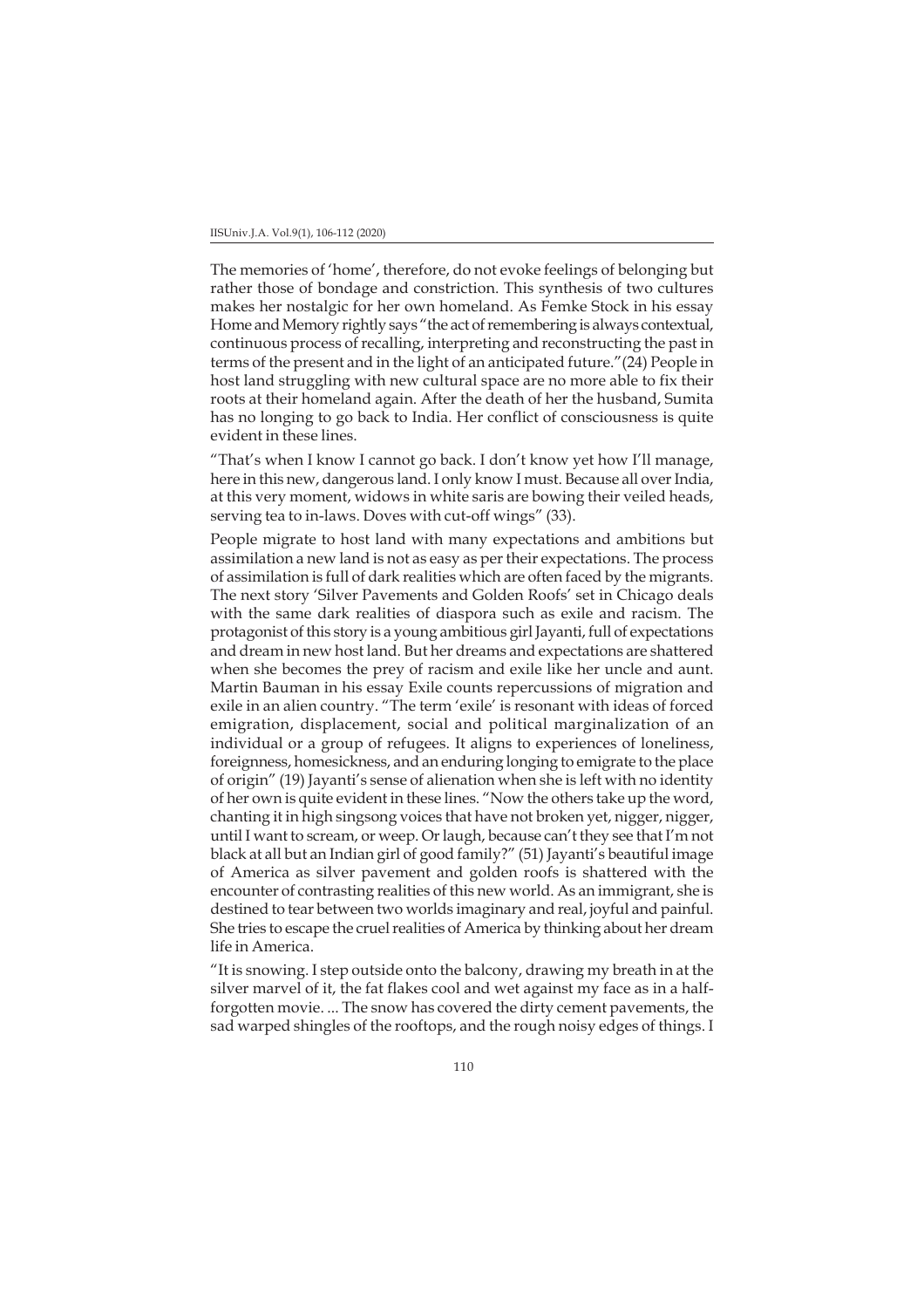The memories of 'home', therefore, do not evoke feelings of belonging but rather those of bondage and constriction. This synthesis of two cultures makes her nostalgic for her own homeland. As Femke Stock in his essay Home and Memory rightly says "the act of remembering is always contextual, continuous process of recalling, interpreting and reconstructing the past in terms of the present and in the light of an anticipated future."(24) People in host land struggling with new cultural space are no more able to fix their roots at their homeland again. After the death of her the husband, Sumita has no longing to go back to India. Her conflict of consciousness is quite evident in these lines.

"That's when I know I cannot go back. I don't know yet how I'll manage, here in this new, dangerous land. I only know I must. Because all over India, at this very moment, widows in white saris are bowing their veiled heads, serving tea to in-laws. Doves with cut-off wings" (33).

People migrate to host land with many expectations and ambitions but assimilation a new land is not as easy as per their expectations. The process of assimilation is full of dark realities which are often faced by the migrants. The next story 'Silver Pavements and Golden Roofs' set in Chicago deals with the same dark realities of diaspora such as exile and racism. The protagonist of this story is a young ambitious girl Jayanti, full of expectations and dream in new host land. But her dreams and expectations are shattered when she becomes the prey of racism and exile like her uncle and aunt. Martin Bauman in his essay Exile counts repercussions of migration and exile in an alien country. "The term 'exile' is resonant with ideas of forced emigration, displacement, social and political marginalization of an individual or a group of refugees. It aligns to experiences of loneliness, foreignness, homesickness, and an enduring longing to emigrate to the place of origin" (19) Jayanti's sense of alienation when she is left with no identity of her own is quite evident in these lines. "Now the others take up the word, chanting it in high singsong voices that have not broken yet, nigger, nigger, until I want to scream, or weep. Or laugh, because can't they see that I'm not black at all but an Indian girl of good family?" (51) Jayanti's beautiful image of America as silver pavement and golden roofs is shattered with the encounter of contrasting realities of this new world. As an immigrant, she is destined to tear between two worlds imaginary and real, joyful and painful. She tries to escape the cruel realities of America by thinking about her dream life in America.

"It is snowing. I step outside onto the balcony, drawing my breath in at the silver marvel of it, the fat flakes cool and wet against my face as in a half-forgotten movie. ... The snow has covered the dirty cement pavements, the sad warped shingles of the rooftops, and the rough noisy edges of things. I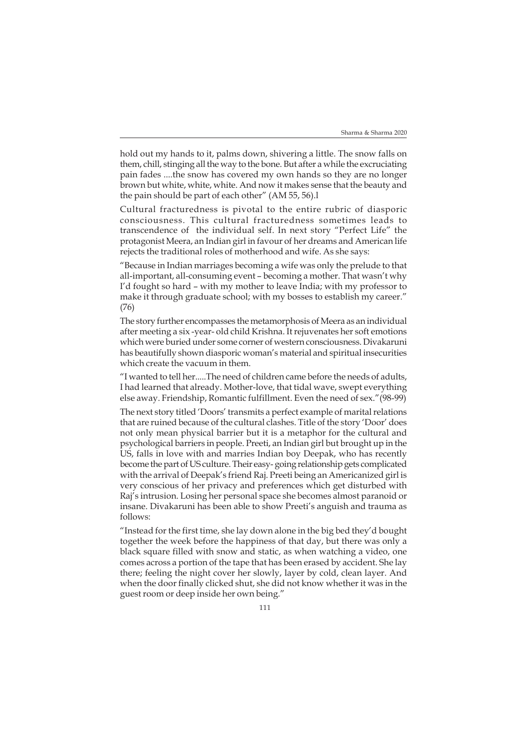hold out my hands to it, palms down, shivering a little. The snow falls on them, chill, stinging all the way to the bone. But after a while the excruciating pain fades ....the snow has covered my own hands so they are no longer brown but white, white, white. And now it makes sense that the beauty and the pain should be part of each other" (AM 55, 56).l

Cultural fracturedness is pivotal to the entire rubric of diasporic consciousness. This cultural fracturedness sometimes leads to transcendence of the individual self. In next story "Perfect Life" the protagonist Meera, an Indian girl in favour of her dreams and American life rejects the traditional roles of motherhood and wife. As she says:

"Because in Indian marriages becoming a wife was only the prelude to that all-important, all-consuming event – becoming a mother. That wasn't why I'd fought so hard – with my mother to leave India; with my professor to make it through graduate school; with my bosses to establish my career." (76)

The story further encompasses the metamorphosis of Meera as an individual after meeting a six -year- old child Krishna. It rejuvenates her soft emotions which were buried under some corner of western consciousness. Divakaruni has beautifully shown diasporic woman's material and spiritual insecurities which create the vacuum in them.

"I wanted to tell her.....The need of children came before the needs of adults, I had learned that already. Mother-love, that tidal wave, swept everything else away. Friendship, Romantic fulfillment. Even the need of sex."(98-99)

The next story titled 'Doors' transmits a perfect example of marital relations that are ruined because of the cultural clashes. Title of the story 'Door' does not only mean physical barrier but it is a metaphor for the cultural and psychological barriers in people. Preeti, an Indian girl but brought up in the US, falls in love with and marries Indian boy Deepak, who has recently become the part of US culture. Their easy- going relationship gets complicated with the arrival of Deepak's friend Raj. Preeti being an Americanized girl is very conscious of her privacy and preferences which get disturbed with Raj's intrusion. Losing her personal space she becomes almost paranoid or insane. Divakaruni has been able to show Preeti's anguish and trauma as follows:

"Instead for the first time, she lay down alone in the big bed they'd bought together the week before the happiness of that day, but there was only a black square filled with snow and static, as when watching a video, one comes across a portion of the tape that has been erased by accident. She lay there; feeling the night cover her slowly, layer by cold, clean layer. And when the door finally clicked shut, she did not know whether it was in the guest room or deep inside her own being."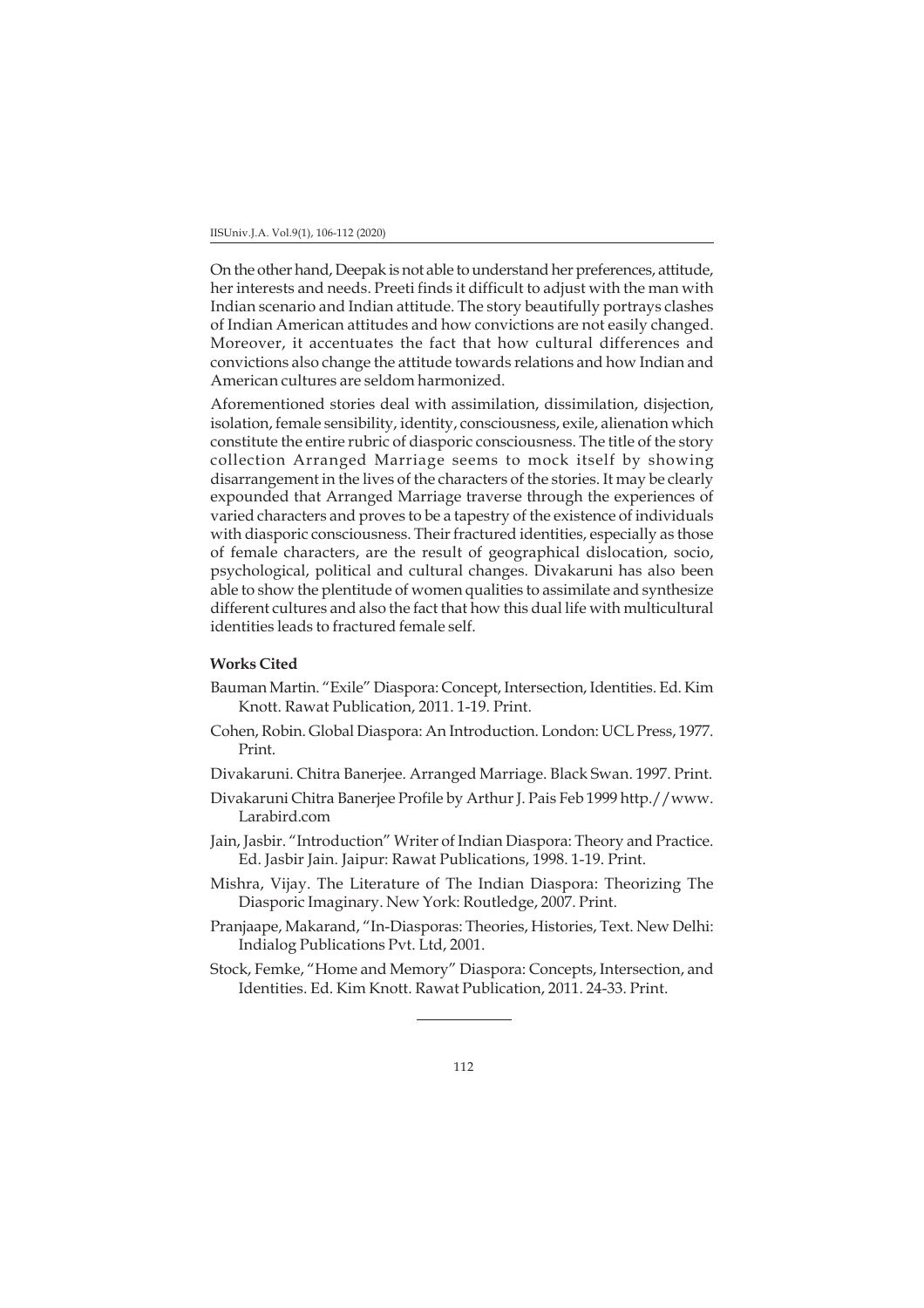On the other hand, Deepak is not able to understand her preferences, attitude, her interests and needs. Preeti finds it difficult to adjust with the man with Indian scenario and Indian attitude. The story beautifully portrays clashes of Indian American attitudes and how convictions are not easily changed. Moreover, it accentuates the fact that how cultural differences and convictions also change the attitude towards relations and how Indian and American cultures are seldom harmonized.

Aforementioned stories deal with assimilation, dissimilation, disjection, isolation, female sensibility, identity, consciousness, exile, alienation which constitute the entire rubric of diasporic consciousness. The title of the story collection Arranged Marriage seems to mock itself by showing disarrangement in the lives of the characters of the stories. It may be clearly expounded that Arranged Marriage traverse through the experiences of varied characters and proves to be a tapestry of the existence of individuals with diasporic consciousness. Their fractured identities, especially as those of female characters, are the result of geographical dislocation, socio, psychological, political and cultural changes. Divakaruni has also been able to show the plentitude of women qualities to assimilate and synthesize different cultures and also the fact that how this dual life with multicultural identities leads to fractured female self.

**Works Cited**

Bauman Martin. "Exile" Diaspora: Concept, Intersection, Identities. Ed. Kim Knott. Rawat Publication, 2011. 1-19. Print.

Cohen, Robin. Global Diaspora: An Introduction. London: UCL Press, 1977. Print.

Divakaruni. Chitra Banerjee. Arranged Marriage. Black Swan. 1997. Print.

Divakaruni Chitra Banerjee Profile by Arthur J. Pais Feb 1999 http.//www. Larabird.com

Jain, Jasbir. "Introduction" Writer of Indian Diaspora: Theory and Practice. Ed. Jasbir Jain. Jaipur: Rawat Publications, 1998. 1-19. Print.

Mishra, Vijay. The Literature of The Indian Diaspora: Theorizing The Diasporic Imaginary. New York: Routledge, 2007. Print.

Pranjaape, Makarand, "In-Diasporas: Theories, Histories, Text. New Delhi: Indialog Publications Pvt. Ltd, 2001.

Stock, Femke, "Home and Memory" Diaspora: Concepts, Intersection, and Identities. Ed. Kim Knott. Rawat Publication, 2011. 24-33. Print.